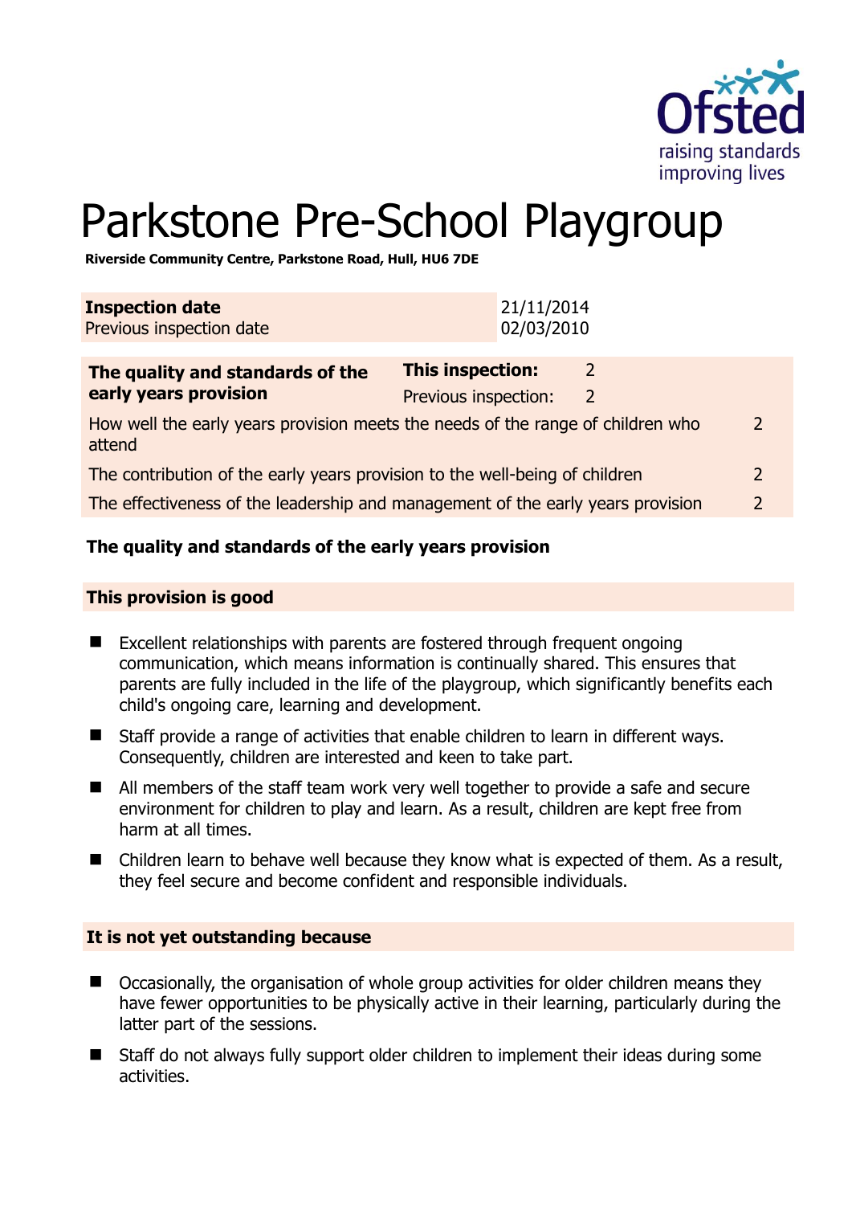# Parkstone Pre-School Playgroup

**Riverside Community Centre, Parkstone Road, Hull, HU6 7DE**

| **Inspection date** | 21/11/2014 |
|---|---|
| Previous inspection date | 02/03/2010 |

| **The quality and standards of the early years provision** | **This inspection:** | 2 |
|---|---|---|
| | Previous inspection: | 2 |
| How well the early years provision meets the needs of the range of children who attend | | 2 |
| The contribution of the early years provision to the well-being of children | | 2 |
| The effectiveness of the leadership and management of the early years provision | | 2 |

## The quality and standards of the early years provision

### This provision is good

- Excellent relationships with parents are fostered through frequent ongoing communication, which means information is continually shared. This ensures that parents are fully included in the life of the playgroup, which significantly benefits each child's ongoing care, learning and development.
- Staff provide a range of activities that enable children to learn in different ways. Consequently, children are interested and keen to take part.
- All members of the staff team work very well together to provide a safe and secure environment for children to play and learn. As a result, children are kept free from harm at all times.
- Children learn to behave well because they know what is expected of them. As a result, they feel secure and become confident and responsible individuals.

### It is not yet outstanding because

- Occasionally, the organisation of whole group activities for older children means they have fewer opportunities to be physically active in their learning, particularly during the latter part of the sessions.
- Staff do not always fully support older children to implement their ideas during some activities.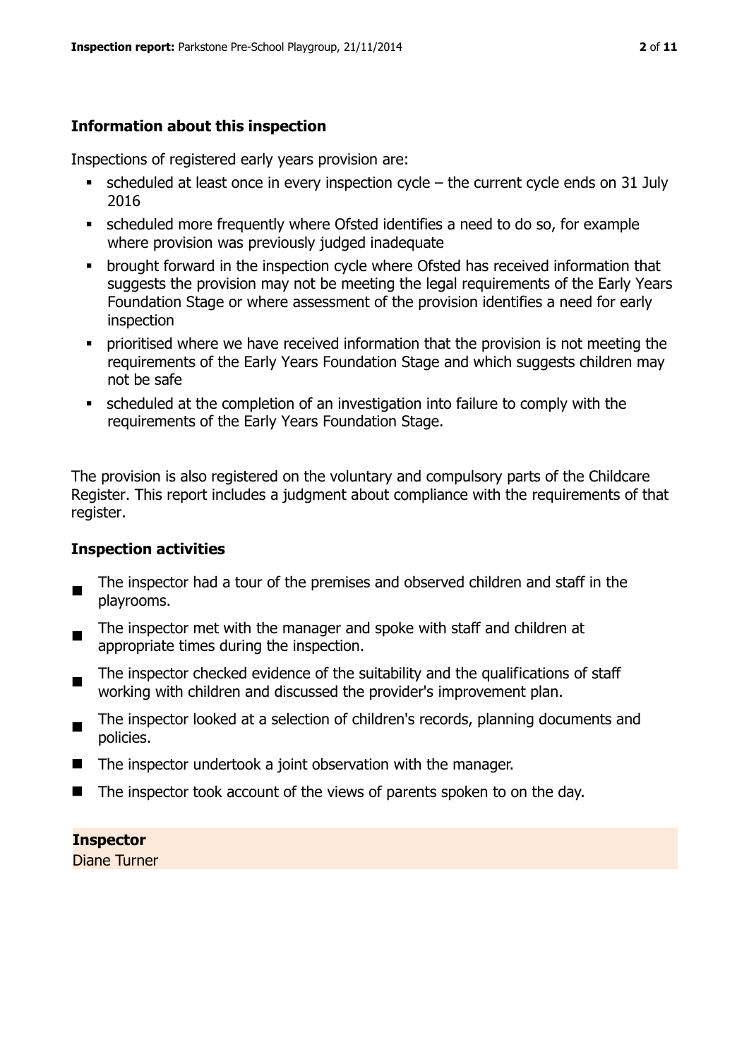## Information about this inspection

Inspections of registered early years provision are:

- scheduled at least once in every inspection cycle – the current cycle ends on 31 July 2016
- scheduled more frequently where Ofsted identifies a need to do so, for example where provision was previously judged inadequate
- brought forward in the inspection cycle where Ofsted has received information that suggests the provision may not be meeting the legal requirements of the Early Years Foundation Stage or where assessment of the provision identifies a need for early inspection
- prioritised where we have received information that the provision is not meeting the requirements of the Early Years Foundation Stage and which suggests children may not be safe
- scheduled at the completion of an investigation into failure to comply with the requirements of the Early Years Foundation Stage.

The provision is also registered on the voluntary and compulsory parts of the Childcare Register. This report includes a judgment about compliance with the requirements of that register.

## Inspection activities

- The inspector had a tour of the premises and observed children and staff in the playrooms.
- The inspector met with the manager and spoke with staff and children at appropriate times during the inspection.
- The inspector checked evidence of the suitability and the qualifications of staff working with children and discussed the provider's improvement plan.
- The inspector looked at a selection of children's records, planning documents and policies.
- The inspector undertook a joint observation with the manager.
- The inspector took account of the views of parents spoken to on the day.

**Inspector**
Diane Turner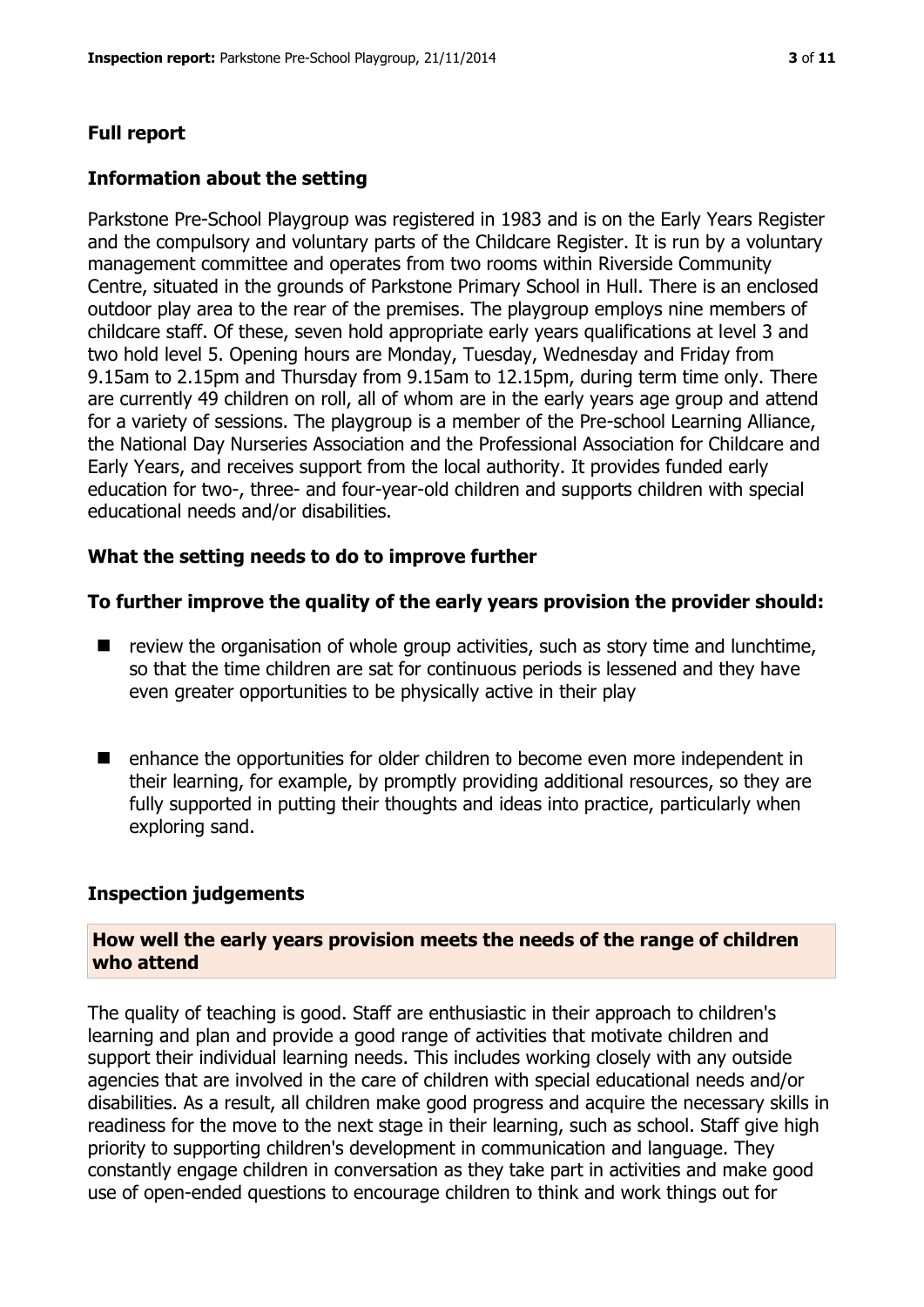## Full report

### Information about the setting

Parkstone Pre-School Playgroup was registered in 1983 and is on the Early Years Register and the compulsory and voluntary parts of the Childcare Register. It is run by a voluntary management committee and operates from two rooms within Riverside Community Centre, situated in the grounds of Parkstone Primary School in Hull. There is an enclosed outdoor play area to the rear of the premises. The playgroup employs nine members of childcare staff. Of these, seven hold appropriate early years qualifications at level 3 and two hold level 5. Opening hours are Monday, Tuesday, Wednesday and Friday from 9.15am to 2.15pm and Thursday from 9.15am to 12.15pm, during term time only. There are currently 49 children on roll, all of whom are in the early years age group and attend for a variety of sessions. The playgroup is a member of the Pre-school Learning Alliance, the National Day Nurseries Association and the Professional Association for Childcare and Early Years, and receives support from the local authority. It provides funded early education for two-, three- and four-year-old children and supports children with special educational needs and/or disabilities.

### What the setting needs to do to improve further

**To further improve the quality of the early years provision the provider should:**

- review the organisation of whole group activities, such as story time and lunchtime, so that the time children are sat for continuous periods is lessened and they have even greater opportunities to be physically active in their play
- enhance the opportunities for older children to become even more independent in their learning, for example, by promptly providing additional resources, so they are fully supported in putting their thoughts and ideas into practice, particularly when exploring sand.

### Inspection judgements

**How well the early years provision meets the needs of the range of children who attend**

The quality of teaching is good. Staff are enthusiastic in their approach to children's learning and plan and provide a good range of activities that motivate children and support their individual learning needs. This includes working closely with any outside agencies that are involved in the care of children with special educational needs and/or disabilities. As a result, all children make good progress and acquire the necessary skills in readiness for the move to the next stage in their learning, such as school. Staff give high priority to supporting children's development in communication and language. They constantly engage children in conversation as they take part in activities and make good use of open-ended questions to encourage children to think and work things out for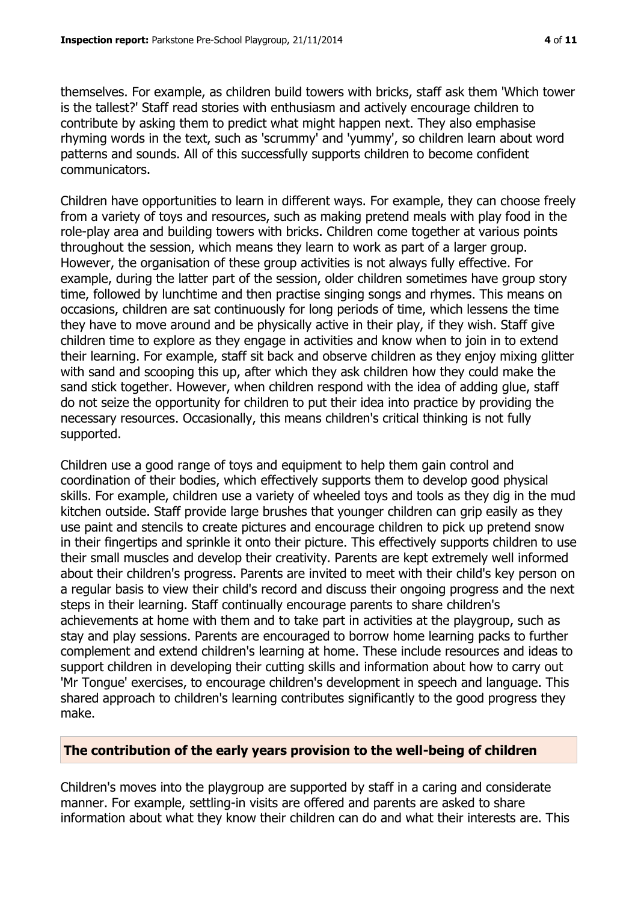themselves. For example, as children build towers with bricks, staff ask them 'Which tower is the tallest?' Staff read stories with enthusiasm and actively encourage children to contribute by asking them to predict what might happen next. They also emphasise rhyming words in the text, such as 'scrummy' and 'yummy', so children learn about word patterns and sounds. All of this successfully supports children to become confident communicators.

Children have opportunities to learn in different ways. For example, they can choose freely from a variety of toys and resources, such as making pretend meals with play food in the role-play area and building towers with bricks. Children come together at various points throughout the session, which means they learn to work as part of a larger group. However, the organisation of these group activities is not always fully effective. For example, during the latter part of the session, older children sometimes have group story time, followed by lunchtime and then practise singing songs and rhymes. This means on occasions, children are sat continuously for long periods of time, which lessens the time they have to move around and be physically active in their play, if they wish. Staff give children time to explore as they engage in activities and know when to join in to extend their learning. For example, staff sit back and observe children as they enjoy mixing glitter with sand and scooping this up, after which they ask children how they could make the sand stick together. However, when children respond with the idea of adding glue, staff do not seize the opportunity for children to put their idea into practice by providing the necessary resources. Occasionally, this means children's critical thinking is not fully supported.

Children use a good range of toys and equipment to help them gain control and coordination of their bodies, which effectively supports them to develop good physical skills. For example, children use a variety of wheeled toys and tools as they dig in the mud kitchen outside. Staff provide large brushes that younger children can grip easily as they use paint and stencils to create pictures and encourage children to pick up pretend snow in their fingertips and sprinkle it onto their picture. This effectively supports children to use their small muscles and develop their creativity. Parents are kept extremely well informed about their children's progress. Parents are invited to meet with their child's key person on a regular basis to view their child's record and discuss their ongoing progress and the next steps in their learning. Staff continually encourage parents to share children's achievements at home with them and to take part in activities at the playgroup, such as stay and play sessions. Parents are encouraged to borrow home learning packs to further complement and extend children's learning at home. These include resources and ideas to support children in developing their cutting skills and information about how to carry out 'Mr Tongue' exercises, to encourage children's development in speech and language. This shared approach to children's learning contributes significantly to the good progress they make.

## The contribution of the early years provision to the well-being of children

Children's moves into the playgroup are supported by staff in a caring and considerate manner. For example, settling-in visits are offered and parents are asked to share information about what they know their children can do and what their interests are. This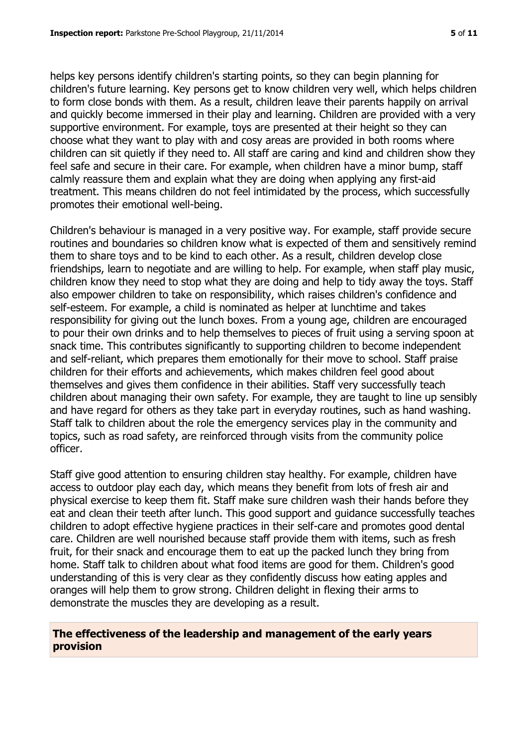helps key persons identify children's starting points, so they can begin planning for children's future learning. Key persons get to know children very well, which helps children to form close bonds with them. As a result, children leave their parents happily on arrival and quickly become immersed in their play and learning. Children are provided with a very supportive environment. For example, toys are presented at their height so they can choose what they want to play with and cosy areas are provided in both rooms where children can sit quietly if they need to. All staff are caring and kind and children show they feel safe and secure in their care. For example, when children have a minor bump, staff calmly reassure them and explain what they are doing when applying any first-aid treatment. This means children do not feel intimidated by the process, which successfully promotes their emotional well-being.

Children's behaviour is managed in a very positive way. For example, staff provide secure routines and boundaries so children know what is expected of them and sensitively remind them to share toys and to be kind to each other. As a result, children develop close friendships, learn to negotiate and are willing to help. For example, when staff play music, children know they need to stop what they are doing and help to tidy away the toys. Staff also empower children to take on responsibility, which raises children's confidence and self-esteem. For example, a child is nominated as helper at lunchtime and takes responsibility for giving out the lunch boxes. From a young age, children are encouraged to pour their own drinks and to help themselves to pieces of fruit using a serving spoon at snack time. This contributes significantly to supporting children to become independent and self-reliant, which prepares them emotionally for their move to school. Staff praise children for their efforts and achievements, which makes children feel good about themselves and gives them confidence in their abilities. Staff very successfully teach children about managing their own safety. For example, they are taught to line up sensibly and have regard for others as they take part in everyday routines, such as hand washing. Staff talk to children about the role the emergency services play in the community and topics, such as road safety, are reinforced through visits from the community police officer.

Staff give good attention to ensuring children stay healthy. For example, children have access to outdoor play each day, which means they benefit from lots of fresh air and physical exercise to keep them fit. Staff make sure children wash their hands before they eat and clean their teeth after lunch. This good support and guidance successfully teaches children to adopt effective hygiene practices in their self-care and promotes good dental care. Children are well nourished because staff provide them with items, such as fresh fruit, for their snack and encourage them to eat up the packed lunch they bring from home. Staff talk to children about what food items are good for them. Children's good understanding of this is very clear as they confidently discuss how eating apples and oranges will help them to grow strong. Children delight in flexing their arms to demonstrate the muscles they are developing as a result.

## The effectiveness of the leadership and management of the early years provision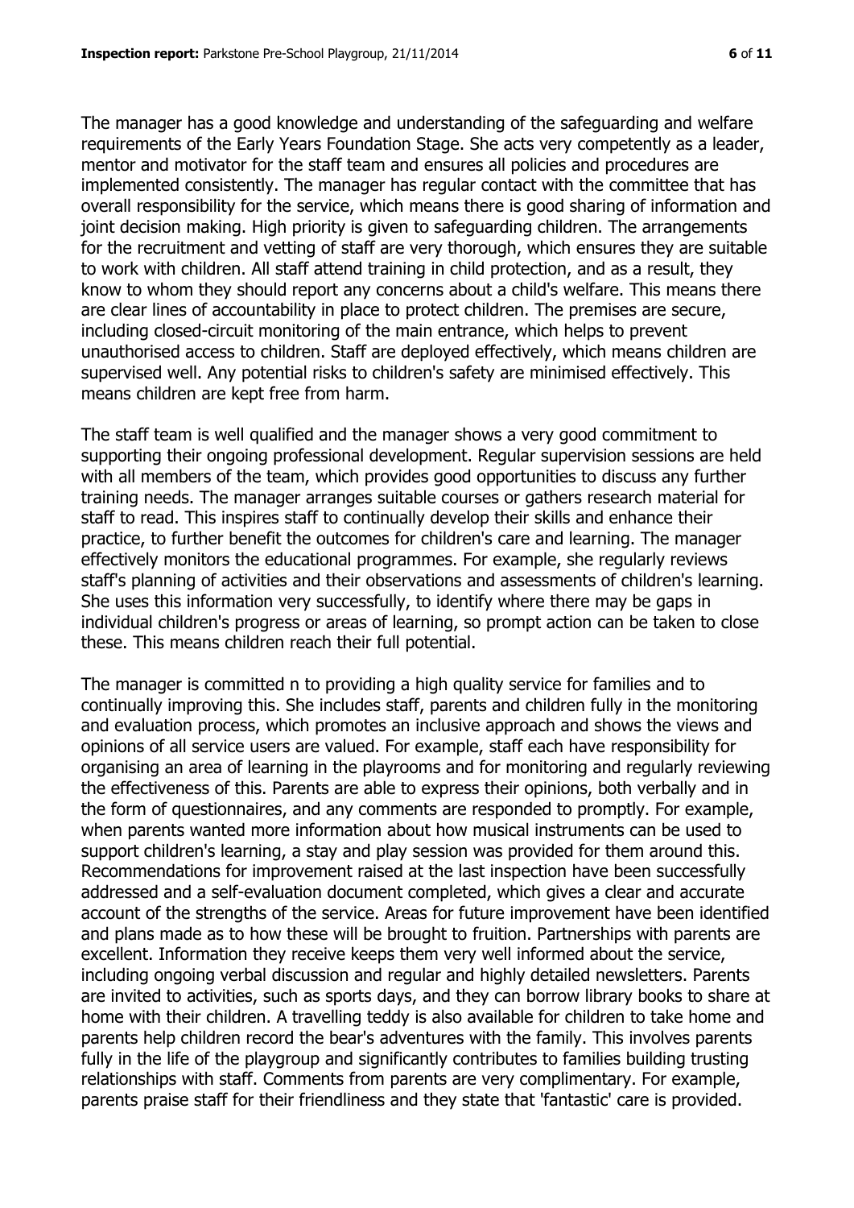The manager has a good knowledge and understanding of the safeguarding and welfare requirements of the Early Years Foundation Stage. She acts very competently as a leader, mentor and motivator for the staff team and ensures all policies and procedures are implemented consistently. The manager has regular contact with the committee that has overall responsibility for the service, which means there is good sharing of information and joint decision making. High priority is given to safeguarding children. The arrangements for the recruitment and vetting of staff are very thorough, which ensures they are suitable to work with children. All staff attend training in child protection, and as a result, they know to whom they should report any concerns about a child's welfare. This means there are clear lines of accountability in place to protect children. The premises are secure, including closed-circuit monitoring of the main entrance, which helps to prevent unauthorised access to children. Staff are deployed effectively, which means children are supervised well. Any potential risks to children's safety are minimised effectively. This means children are kept free from harm.

The staff team is well qualified and the manager shows a very good commitment to supporting their ongoing professional development. Regular supervision sessions are held with all members of the team, which provides good opportunities to discuss any further training needs. The manager arranges suitable courses or gathers research material for staff to read. This inspires staff to continually develop their skills and enhance their practice, to further benefit the outcomes for children's care and learning. The manager effectively monitors the educational programmes. For example, she regularly reviews staff's planning of activities and their observations and assessments of children's learning. She uses this information very successfully, to identify where there may be gaps in individual children's progress or areas of learning, so prompt action can be taken to close these. This means children reach their full potential.

The manager is committed n to providing a high quality service for families and to continually improving this. She includes staff, parents and children fully in the monitoring and evaluation process, which promotes an inclusive approach and shows the views and opinions of all service users are valued. For example, staff each have responsibility for organising an area of learning in the playrooms and for monitoring and regularly reviewing the effectiveness of this. Parents are able to express their opinions, both verbally and in the form of questionnaires, and any comments are responded to promptly. For example, when parents wanted more information about how musical instruments can be used to support children's learning, a stay and play session was provided for them around this. Recommendations for improvement raised at the last inspection have been successfully addressed and a self-evaluation document completed, which gives a clear and accurate account of the strengths of the service. Areas for future improvement have been identified and plans made as to how these will be brought to fruition. Partnerships with parents are excellent. Information they receive keeps them very well informed about the service, including ongoing verbal discussion and regular and highly detailed newsletters. Parents are invited to activities, such as sports days, and they can borrow library books to share at home with their children. A travelling teddy is also available for children to take home and parents help children record the bear's adventures with the family. This involves parents fully in the life of the playgroup and significantly contributes to families building trusting relationships with staff. Comments from parents are very complimentary. For example, parents praise staff for their friendliness and they state that 'fantastic' care is provided.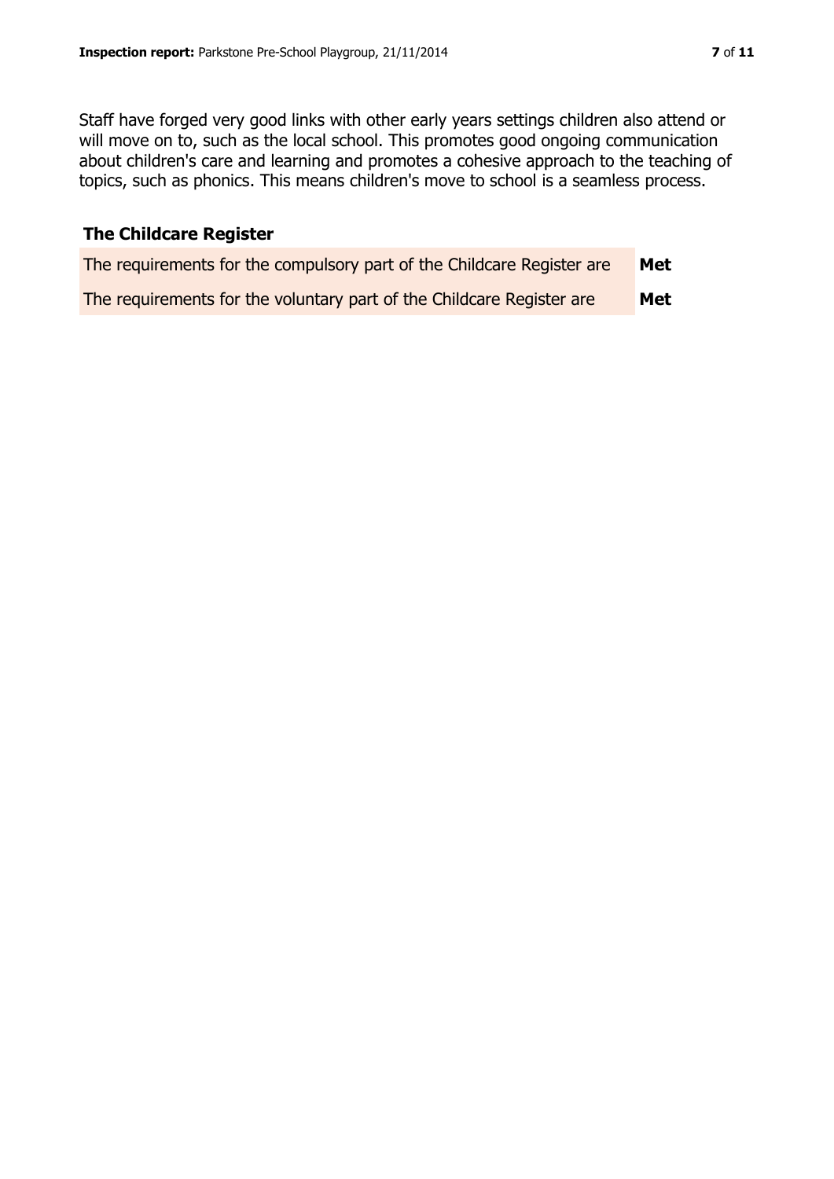Staff have forged very good links with other early years settings children also attend or will move on to, such as the local school. This promotes good ongoing communication about children's care and learning and promotes a cohesive approach to the teaching of topics, such as phonics. This means children's move to school is a seamless process.

## The Childcare Register

| | |
|---|---|
| The requirements for the compulsory part of the Childcare Register are | **Met** |
| The requirements for the voluntary part of the Childcare Register are | **Met** |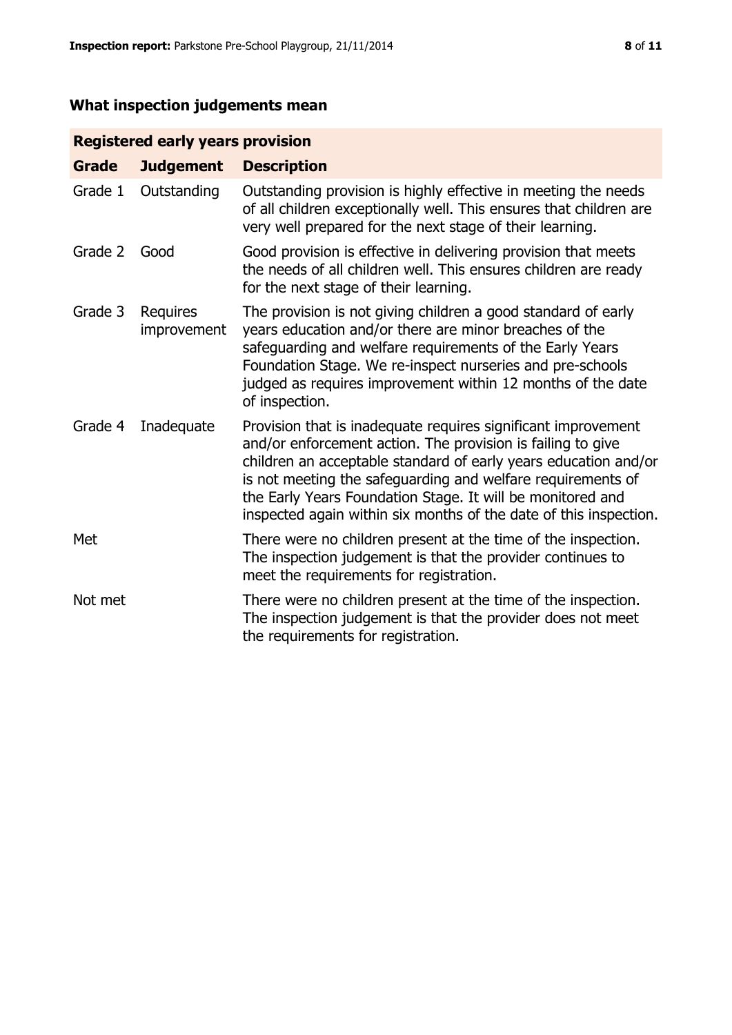## What inspection judgements mean

| Registered early years provision | | |
|---|---|---|
| **Grade** | **Judgement** | **Description** |
| Grade 1 | Outstanding | Outstanding provision is highly effective in meeting the needs of all children exceptionally well. This ensures that children are very well prepared for the next stage of their learning. |
| Grade 2 | Good | Good provision is effective in delivering provision that meets the needs of all children well. This ensures children are ready for the next stage of their learning. |
| Grade 3 | Requires improvement | The provision is not giving children a good standard of early years education and/or there are minor breaches of the safeguarding and welfare requirements of the Early Years Foundation Stage. We re-inspect nurseries and pre-schools judged as requires improvement within 12 months of the date of inspection. |
| Grade 4 | Inadequate | Provision that is inadequate requires significant improvement and/or enforcement action. The provision is failing to give children an acceptable standard of early years education and/or is not meeting the safeguarding and welfare requirements of the Early Years Foundation Stage. It will be monitored and inspected again within six months of the date of this inspection. |
| Met | | There were no children present at the time of the inspection. The inspection judgement is that the provider continues to meet the requirements for registration. |
| Not met | | There were no children present at the time of the inspection. The inspection judgement is that the provider does not meet the requirements for registration. |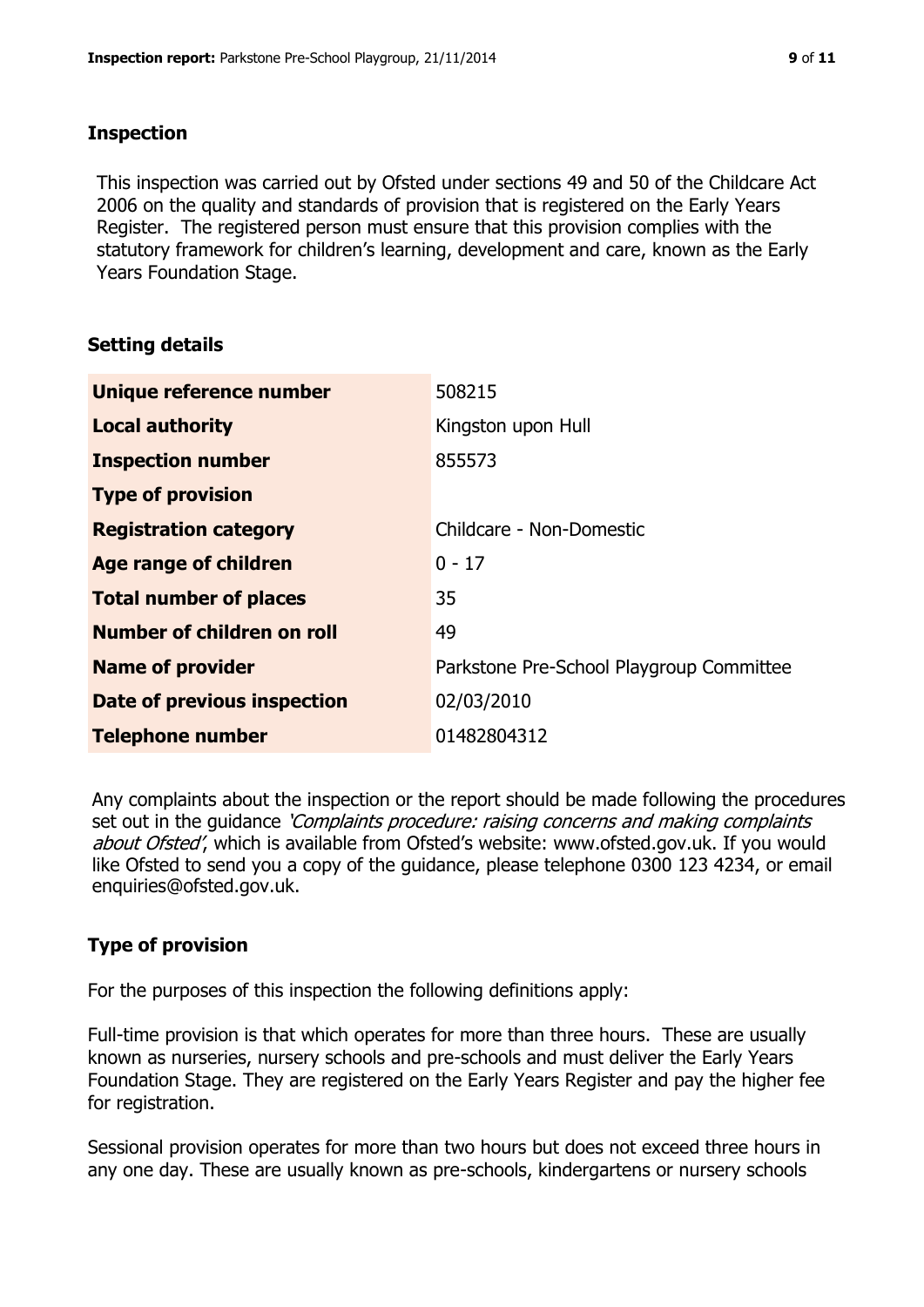## Inspection

This inspection was carried out by Ofsted under sections 49 and 50 of the Childcare Act 2006 on the quality and standards of provision that is registered on the Early Years Register. The registered person must ensure that this provision complies with the statutory framework for children's learning, development and care, known as the Early Years Foundation Stage.

## Setting details

| | |
|---|---|
| **Unique reference number** | 508215 |
| **Local authority** | Kingston upon Hull |
| **Inspection number** | 855573 |
| **Type of provision** | |
| **Registration category** | Childcare - Non-Domestic |
| **Age range of children** | 0 - 17 |
| **Total number of places** | 35 |
| **Number of children on roll** | 49 |
| **Name of provider** | Parkstone Pre-School Playgroup Committee |
| **Date of previous inspection** | 02/03/2010 |
| **Telephone number** | 01482804312 |

Any complaints about the inspection or the report should be made following the procedures set out in the guidance *'Complaints procedure: raising concerns and making complaints about Ofsted'*, which is available from Ofsted's website: www.ofsted.gov.uk. If you would like Ofsted to send you a copy of the guidance, please telephone 0300 123 4234, or email enquiries@ofsted.gov.uk.

## Type of provision

For the purposes of this inspection the following definitions apply:

Full-time provision is that which operates for more than three hours. These are usually known as nurseries, nursery schools and pre-schools and must deliver the Early Years Foundation Stage. They are registered on the Early Years Register and pay the higher fee for registration.

Sessional provision operates for more than two hours but does not exceed three hours in any one day. These are usually known as pre-schools, kindergartens or nursery schools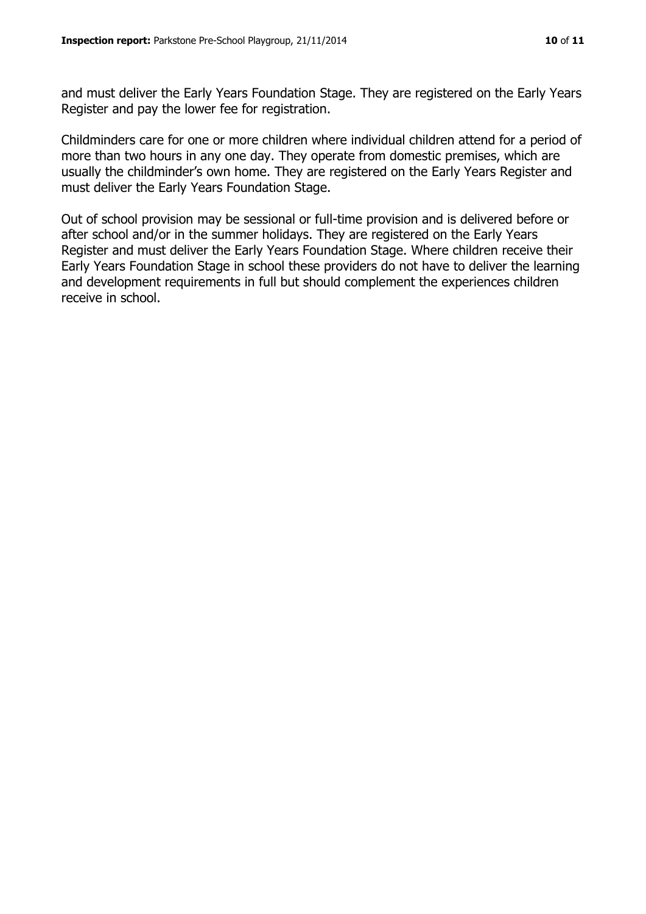and must deliver the Early Years Foundation Stage. They are registered on the Early Years Register and pay the lower fee for registration.

Childminders care for one or more children where individual children attend for a period of more than two hours in any one day. They operate from domestic premises, which are usually the childminder's own home. They are registered on the Early Years Register and must deliver the Early Years Foundation Stage.

Out of school provision may be sessional or full-time provision and is delivered before or after school and/or in the summer holidays. They are registered on the Early Years Register and must deliver the Early Years Foundation Stage. Where children receive their Early Years Foundation Stage in school these providers do not have to deliver the learning and development requirements in full but should complement the experiences children receive in school.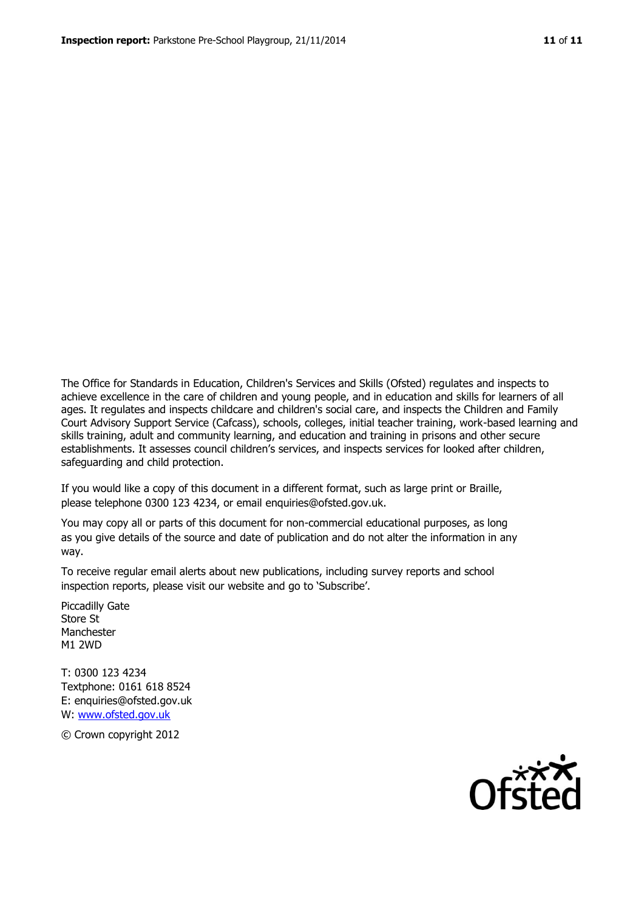The Office for Standards in Education, Children's Services and Skills (Ofsted) regulates and inspects to achieve excellence in the care of children and young people, and in education and skills for learners of all ages. It regulates and inspects childcare and children's social care, and inspects the Children and Family Court Advisory Support Service (Cafcass), schools, colleges, initial teacher training, work-based learning and skills training, adult and community learning, and education and training in prisons and other secure establishments. It assesses council children's services, and inspects services for looked after children, safeguarding and child protection.

If you would like a copy of this document in a different format, such as large print or Braille, please telephone 0300 123 4234, or email enquiries@ofsted.gov.uk.

You may copy all or parts of this document for non-commercial educational purposes, as long as you give details of the source and date of publication and do not alter the information in any way.

To receive regular email alerts about new publications, including survey reports and school inspection reports, please visit our website and go to 'Subscribe'.

Piccadilly Gate
Store St
Manchester
M1 2WD

T: 0300 123 4234
Textphone: 0161 618 8524
E: enquiries@ofsted.gov.uk
W: www.ofsted.gov.uk

© Crown copyright 2012

Ofsted